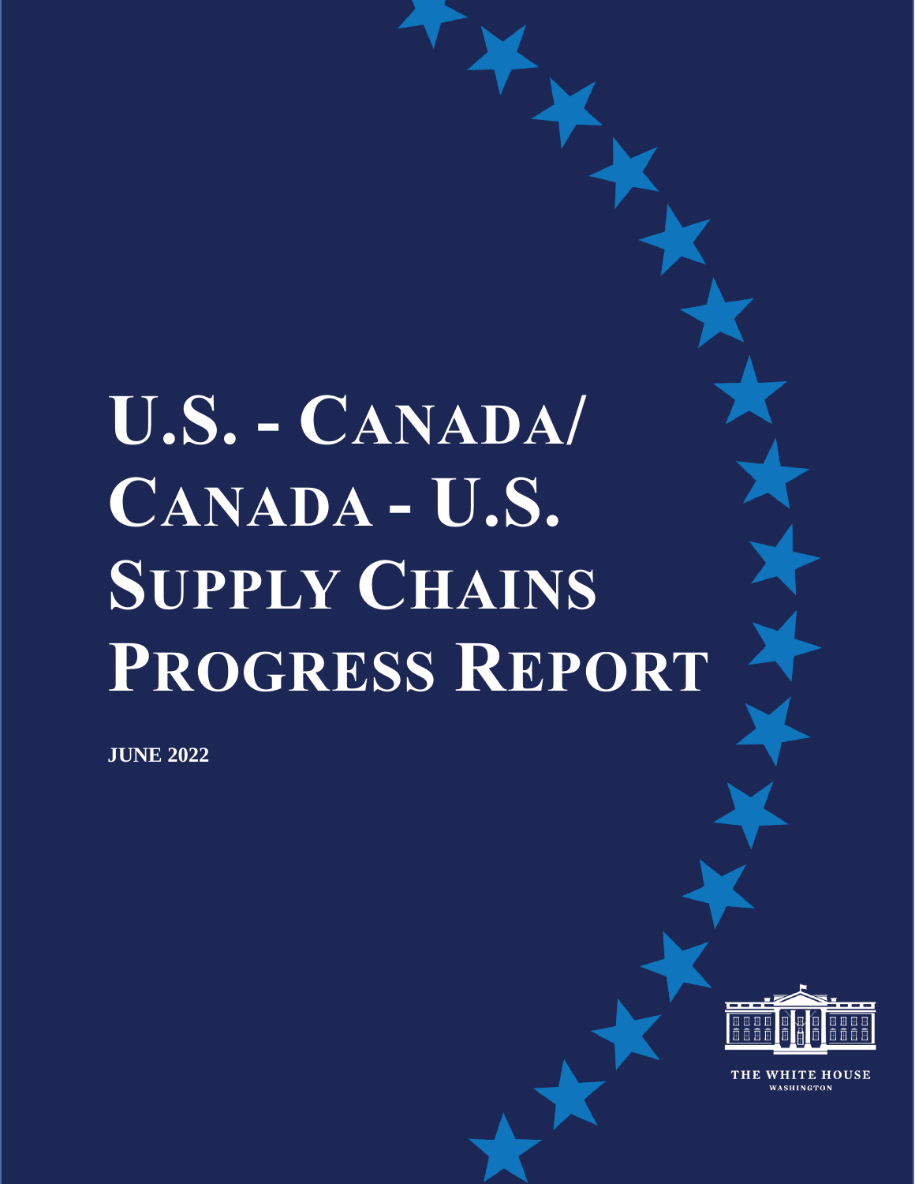# U.S. - Canada/ Canada - U.S. Supply Chains Progress Report

**JUNE 2022**

THE WHITE HOUSE
WASHINGTON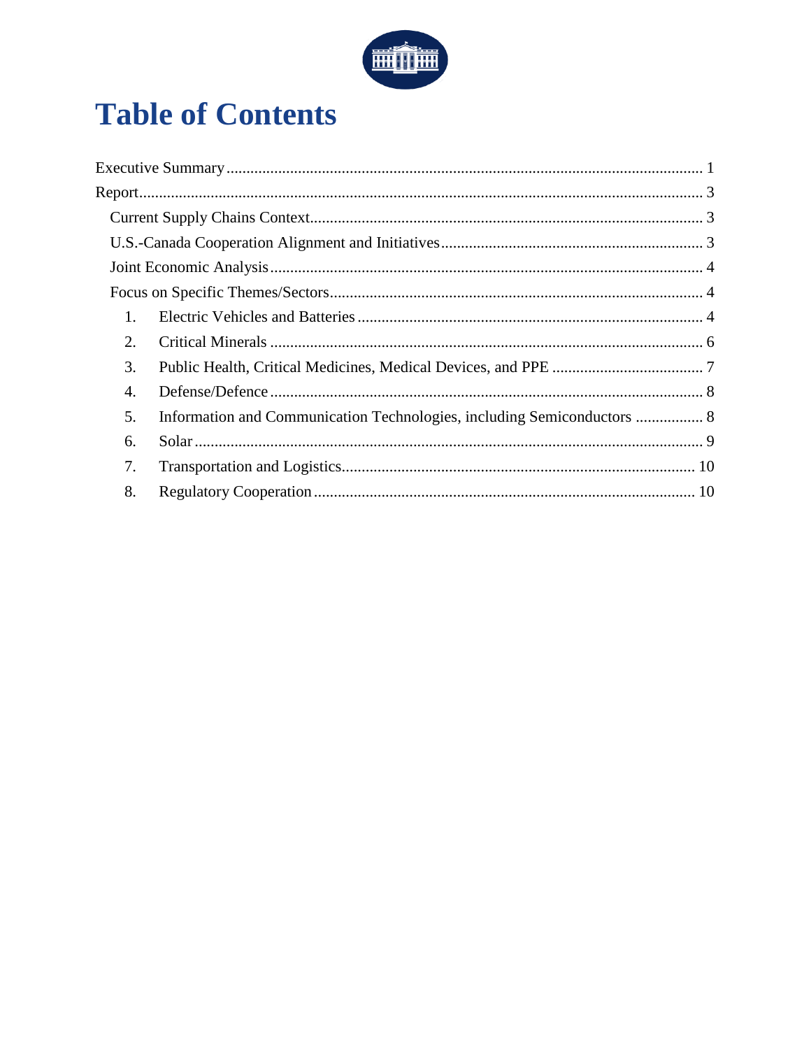# Table of Contents

- Executive Summary ..... 1
- Report ..... 3
  - Current Supply Chains Context ..... 3
  - U.S.-Canada Cooperation Alignment and Initiatives ..... 3
  - Joint Economic Analysis ..... 4
  - Focus on Specific Themes/Sectors ..... 4
    1. Electric Vehicles and Batteries ..... 4
    2. Critical Minerals ..... 6
    3. Public Health, Critical Medicines, Medical Devices, and PPE ..... 7
    4. Defense/Defence ..... 8
    5. Information and Communication Technologies, including Semiconductors ..... 8
    6. Solar ..... 9
    7. Transportation and Logistics ..... 10
    8. Regulatory Cooperation ..... 10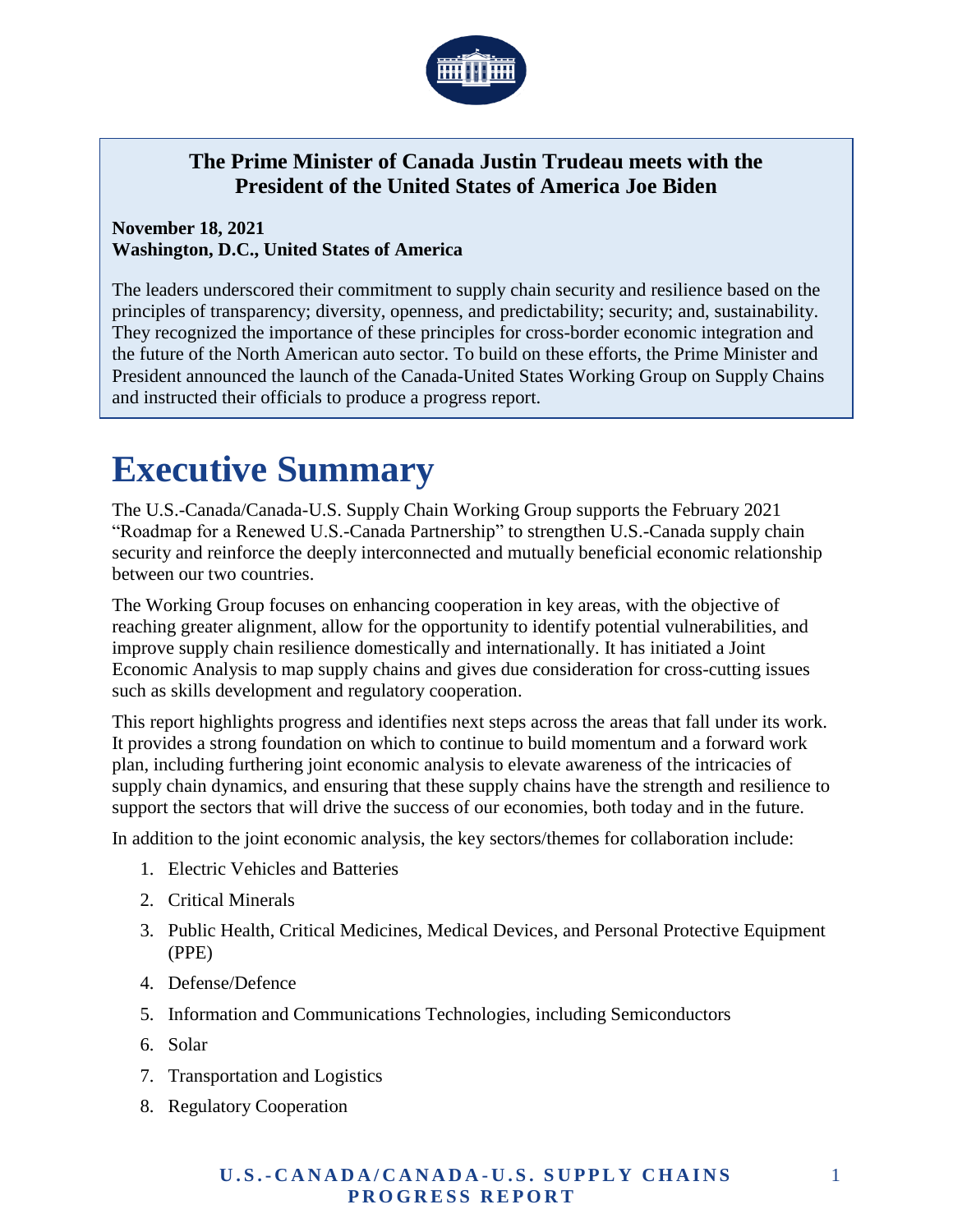**The Prime Minister of Canada Justin Trudeau meets with the President of the United States of America Joe Biden**

**November 18, 2021**
**Washington, D.C., United States of America**

The leaders underscored their commitment to supply chain security and resilience based on the principles of transparency; diversity, openness, and predictability; security; and, sustainability. They recognized the importance of these principles for cross-border economic integration and the future of the North American auto sector. To build on these efforts, the Prime Minister and President announced the launch of the Canada-United States Working Group on Supply Chains and instructed their officials to produce a progress report.

# Executive Summary

The U.S.-Canada/Canada-U.S. Supply Chain Working Group supports the February 2021 "Roadmap for a Renewed U.S.-Canada Partnership" to strengthen U.S.-Canada supply chain security and reinforce the deeply interconnected and mutually beneficial economic relationship between our two countries.

The Working Group focuses on enhancing cooperation in key areas, with the objective of reaching greater alignment, allow for the opportunity to identify potential vulnerabilities, and improve supply chain resilience domestically and internationally. It has initiated a Joint Economic Analysis to map supply chains and gives due consideration for cross-cutting issues such as skills development and regulatory cooperation.

This report highlights progress and identifies next steps across the areas that fall under its work. It provides a strong foundation on which to continue to build momentum and a forward work plan, including furthering joint economic analysis to elevate awareness of the intricacies of supply chain dynamics, and ensuring that these supply chains have the strength and resilience to support the sectors that will drive the success of our economies, both today and in the future.

In addition to the joint economic analysis, the key sectors/themes for collaboration include:

1. Electric Vehicles and Batteries
2. Critical Minerals
3. Public Health, Critical Medicines, Medical Devices, and Personal Protective Equipment (PPE)
4. Defense/Defence
5. Information and Communications Technologies, including Semiconductors
6. Solar
7. Transportation and Logistics
8. Regulatory Cooperation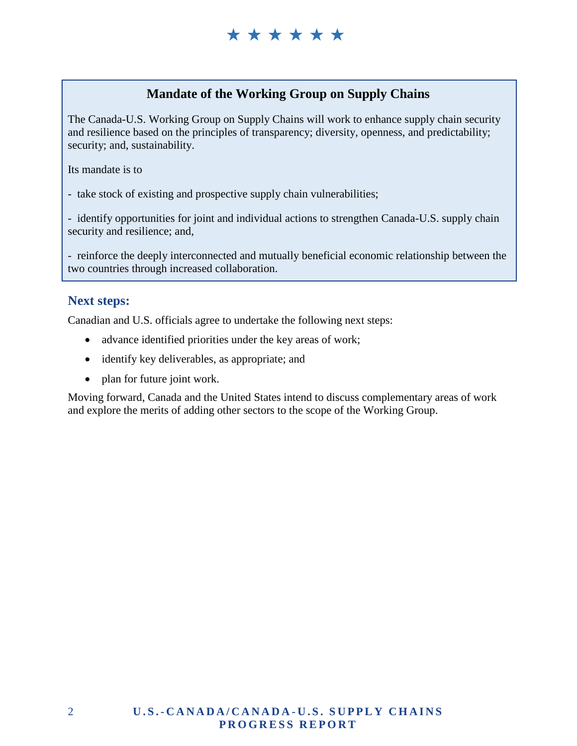### Mandate of the Working Group on Supply Chains

The Canada-U.S. Working Group on Supply Chains will work to enhance supply chain security and resilience based on the principles of transparency; diversity, openness, and predictability; security; and, sustainability.

Its mandate is to

- take stock of existing and prospective supply chain vulnerabilities;

- identify opportunities for joint and individual actions to strengthen Canada-U.S. supply chain security and resilience; and,

- reinforce the deeply interconnected and mutually beneficial economic relationship between the two countries through increased collaboration.

## Next steps:

Canadian and U.S. officials agree to undertake the following next steps:

- advance identified priorities under the key areas of work;
- identify key deliverables, as appropriate; and
- plan for future joint work.

Moving forward, Canada and the United States intend to discuss complementary areas of work and explore the merits of adding other sectors to the scope of the Working Group.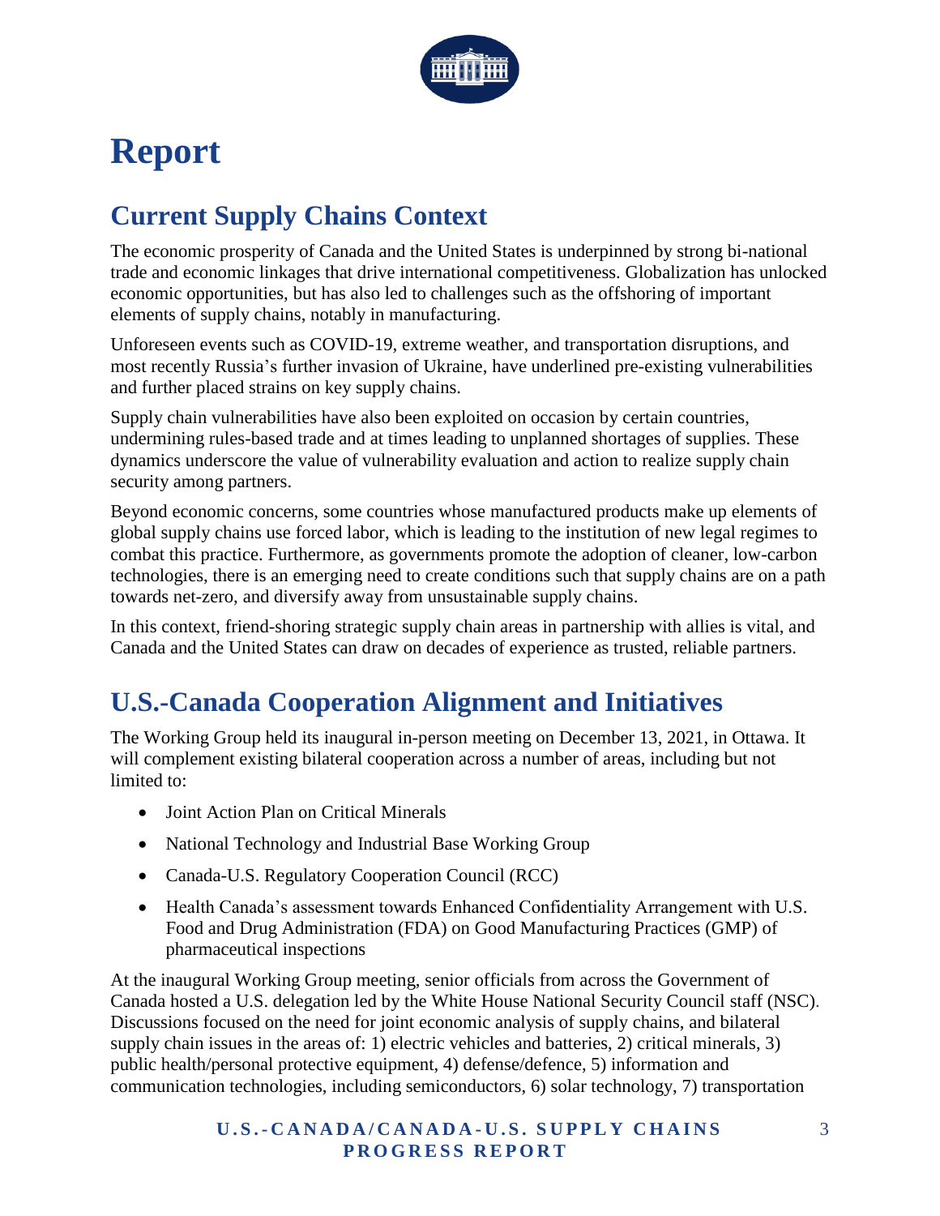# Report

## Current Supply Chains Context

The economic prosperity of Canada and the United States is underpinned by strong bi-national trade and economic linkages that drive international competitiveness. Globalization has unlocked economic opportunities, but has also led to challenges such as the offshoring of important elements of supply chains, notably in manufacturing.

Unforeseen events such as COVID-19, extreme weather, and transportation disruptions, and most recently Russia's further invasion of Ukraine, have underlined pre-existing vulnerabilities and further placed strains on key supply chains.

Supply chain vulnerabilities have also been exploited on occasion by certain countries, undermining rules-based trade and at times leading to unplanned shortages of supplies. These dynamics underscore the value of vulnerability evaluation and action to realize supply chain security among partners.

Beyond economic concerns, some countries whose manufactured products make up elements of global supply chains use forced labor, which is leading to the institution of new legal regimes to combat this practice. Furthermore, as governments promote the adoption of cleaner, low-carbon technologies, there is an emerging need to create conditions such that supply chains are on a path towards net-zero, and diversify away from unsustainable supply chains.

In this context, friend-shoring strategic supply chain areas in partnership with allies is vital, and Canada and the United States can draw on decades of experience as trusted, reliable partners.

## U.S.-Canada Cooperation Alignment and Initiatives

The Working Group held its inaugural in-person meeting on December 13, 2021, in Ottawa. It will complement existing bilateral cooperation across a number of areas, including but not limited to:

- Joint Action Plan on Critical Minerals
- National Technology and Industrial Base Working Group
- Canada-U.S. Regulatory Cooperation Council (RCC)
- Health Canada's assessment towards Enhanced Confidentiality Arrangement with U.S. Food and Drug Administration (FDA) on Good Manufacturing Practices (GMP) of pharmaceutical inspections

At the inaugural Working Group meeting, senior officials from across the Government of Canada hosted a U.S. delegation led by the White House National Security Council staff (NSC). Discussions focused on the need for joint economic analysis of supply chains, and bilateral supply chain issues in the areas of: 1) electric vehicles and batteries, 2) critical minerals, 3) public health/personal protective equipment, 4) defense/defence, 5) information and communication technologies, including semiconductors, 6) solar technology, 7) transportation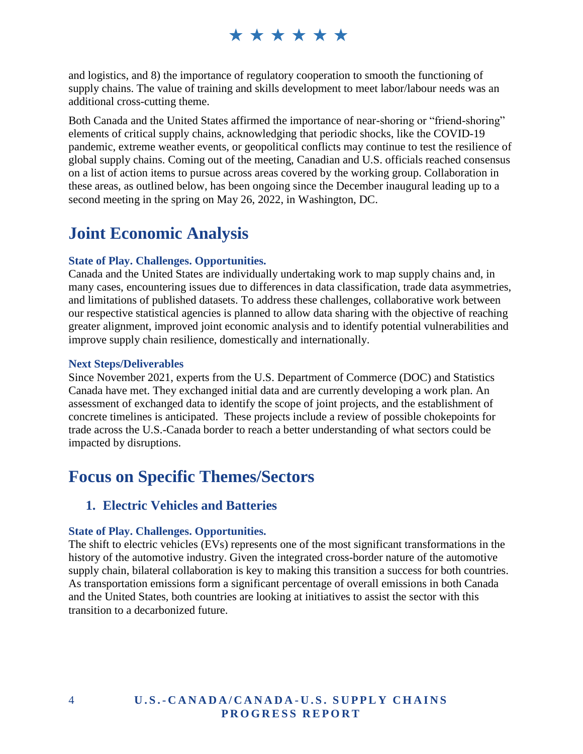and logistics, and 8) the importance of regulatory cooperation to smooth the functioning of supply chains. The value of training and skills development to meet labor/labour needs was an additional cross-cutting theme.

Both Canada and the United States affirmed the importance of near-shoring or "friend-shoring" elements of critical supply chains, acknowledging that periodic shocks, like the COVID-19 pandemic, extreme weather events, or geopolitical conflicts may continue to test the resilience of global supply chains. Coming out of the meeting, Canadian and U.S. officials reached consensus on a list of action items to pursue across areas covered by the working group. Collaboration in these areas, as outlined below, has been ongoing since the December inaugural leading up to a second meeting in the spring on May 26, 2022, in Washington, DC.

# Joint Economic Analysis

### State of Play. Challenges. Opportunities.

Canada and the United States are individually undertaking work to map supply chains and, in many cases, encountering issues due to differences in data classification, trade data asymmetries, and limitations of published datasets. To address these challenges, collaborative work between our respective statistical agencies is planned to allow data sharing with the objective of reaching greater alignment, improved joint economic analysis and to identify potential vulnerabilities and improve supply chain resilience, domestically and internationally.

### Next Steps/Deliverables

Since November 2021, experts from the U.S. Department of Commerce (DOC) and Statistics Canada have met. They exchanged initial data and are currently developing a work plan. An assessment of exchanged data to identify the scope of joint projects, and the establishment of concrete timelines is anticipated. These projects include a review of possible chokepoints for trade across the U.S.-Canada border to reach a better understanding of what sectors could be impacted by disruptions.

# Focus on Specific Themes/Sectors

## 1. Electric Vehicles and Batteries

### State of Play. Challenges. Opportunities.

The shift to electric vehicles (EVs) represents one of the most significant transformations in the history of the automotive industry. Given the integrated cross-border nature of the automotive supply chain, bilateral collaboration is key to making this transition a success for both countries. As transportation emissions form a significant percentage of overall emissions in both Canada and the United States, both countries are looking at initiatives to assist the sector with this transition to a decarbonized future.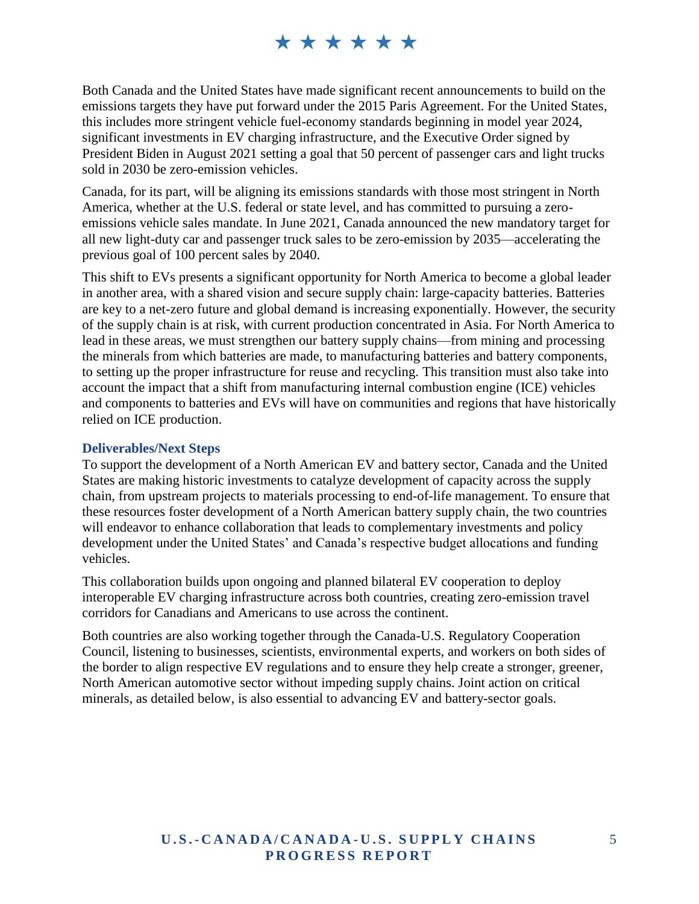Both Canada and the United States have made significant recent announcements to build on the emissions targets they have put forward under the 2015 Paris Agreement. For the United States, this includes more stringent vehicle fuel-economy standards beginning in model year 2024, significant investments in EV charging infrastructure, and the Executive Order signed by President Biden in August 2021 setting a goal that 50 percent of passenger cars and light trucks sold in 2030 be zero-emission vehicles.

Canada, for its part, will be aligning its emissions standards with those most stringent in North America, whether at the U.S. federal or state level, and has committed to pursuing a zero-emissions vehicle sales mandate. In June 2021, Canada announced the new mandatory target for all new light-duty car and passenger truck sales to be zero-emission by 2035—accelerating the previous goal of 100 percent sales by 2040.

This shift to EVs presents a significant opportunity for North America to become a global leader in another area, with a shared vision and secure supply chain: large-capacity batteries. Batteries are key to a net-zero future and global demand is increasing exponentially. However, the security of the supply chain is at risk, with current production concentrated in Asia. For North America to lead in these areas, we must strengthen our battery supply chains—from mining and processing the minerals from which batteries are made, to manufacturing batteries and battery components, to setting up the proper infrastructure for reuse and recycling. This transition must also take into account the impact that a shift from manufacturing internal combustion engine (ICE) vehicles and components to batteries and EVs will have on communities and regions that have historically relied on ICE production.

### Deliverables/Next Steps

To support the development of a North American EV and battery sector, Canada and the United States are making historic investments to catalyze development of capacity across the supply chain, from upstream projects to materials processing to end-of-life management. To ensure that these resources foster development of a North American battery supply chain, the two countries will endeavor to enhance collaboration that leads to complementary investments and policy development under the United States' and Canada's respective budget allocations and funding vehicles.

This collaboration builds upon ongoing and planned bilateral EV cooperation to deploy interoperable EV charging infrastructure across both countries, creating zero-emission travel corridors for Canadians and Americans to use across the continent.

Both countries are also working together through the Canada-U.S. Regulatory Cooperation Council, listening to businesses, scientists, environmental experts, and workers on both sides of the border to align respective EV regulations and to ensure they help create a stronger, greener, North American automotive sector without impeding supply chains. Joint action on critical minerals, as detailed below, is also essential to advancing EV and battery-sector goals.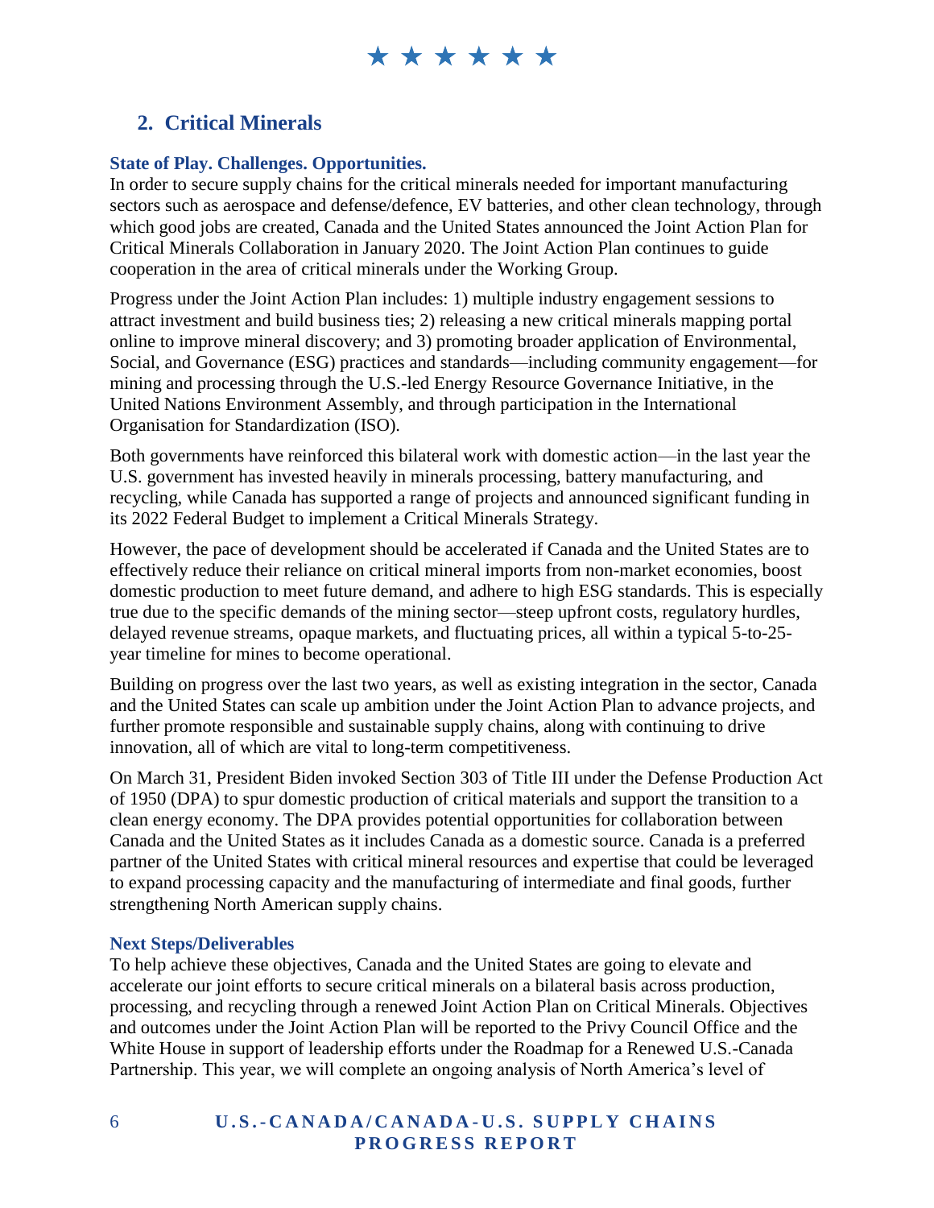## 2. Critical Minerals

### State of Play. Challenges. Opportunities.

In order to secure supply chains for the critical minerals needed for important manufacturing sectors such as aerospace and defense/defence, EV batteries, and other clean technology, through which good jobs are created, Canada and the United States announced the Joint Action Plan for Critical Minerals Collaboration in January 2020. The Joint Action Plan continues to guide cooperation in the area of critical minerals under the Working Group.

Progress under the Joint Action Plan includes: 1) multiple industry engagement sessions to attract investment and build business ties; 2) releasing a new critical minerals mapping portal online to improve mineral discovery; and 3) promoting broader application of Environmental, Social, and Governance (ESG) practices and standards—including community engagement—for mining and processing through the U.S.-led Energy Resource Governance Initiative, in the United Nations Environment Assembly, and through participation in the International Organisation for Standardization (ISO).

Both governments have reinforced this bilateral work with domestic action—in the last year the U.S. government has invested heavily in minerals processing, battery manufacturing, and recycling, while Canada has supported a range of projects and announced significant funding in its 2022 Federal Budget to implement a Critical Minerals Strategy.

However, the pace of development should be accelerated if Canada and the United States are to effectively reduce their reliance on critical mineral imports from non-market economies, boost domestic production to meet future demand, and adhere to high ESG standards. This is especially true due to the specific demands of the mining sector—steep upfront costs, regulatory hurdles, delayed revenue streams, opaque markets, and fluctuating prices, all within a typical 5-to-25-year timeline for mines to become operational.

Building on progress over the last two years, as well as existing integration in the sector, Canada and the United States can scale up ambition under the Joint Action Plan to advance projects, and further promote responsible and sustainable supply chains, along with continuing to drive innovation, all of which are vital to long-term competitiveness.

On March 31, President Biden invoked Section 303 of Title III under the Defense Production Act of 1950 (DPA) to spur domestic production of critical materials and support the transition to a clean energy economy. The DPA provides potential opportunities for collaboration between Canada and the United States as it includes Canada as a domestic source. Canada is a preferred partner of the United States with critical mineral resources and expertise that could be leveraged to expand processing capacity and the manufacturing of intermediate and final goods, further strengthening North American supply chains.

### Next Steps/Deliverables

To help achieve these objectives, Canada and the United States are going to elevate and accelerate our joint efforts to secure critical minerals on a bilateral basis across production, processing, and recycling through a renewed Joint Action Plan on Critical Minerals. Objectives and outcomes under the Joint Action Plan will be reported to the Privy Council Office and the White House in support of leadership efforts under the Roadmap for a Renewed U.S.-Canada Partnership. This year, we will complete an ongoing analysis of North America's level of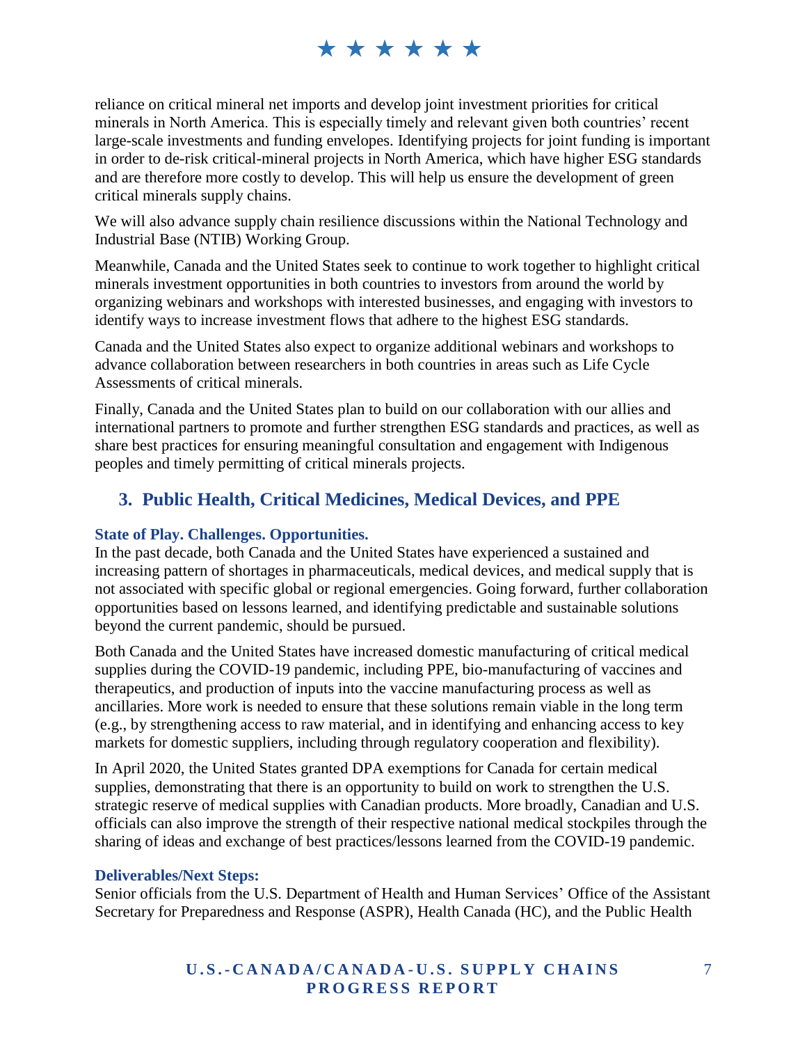reliance on critical mineral net imports and develop joint investment priorities for critical minerals in North America. This is especially timely and relevant given both countries' recent large-scale investments and funding envelopes. Identifying projects for joint funding is important in order to de-risk critical-mineral projects in North America, which have higher ESG standards and are therefore more costly to develop. This will help us ensure the development of green critical minerals supply chains.

We will also advance supply chain resilience discussions within the National Technology and Industrial Base (NTIB) Working Group.

Meanwhile, Canada and the United States seek to continue to work together to highlight critical minerals investment opportunities in both countries to investors from around the world by organizing webinars and workshops with interested businesses, and engaging with investors to identify ways to increase investment flows that adhere to the highest ESG standards.

Canada and the United States also expect to organize additional webinars and workshops to advance collaboration between researchers in both countries in areas such as Life Cycle Assessments of critical minerals.

Finally, Canada and the United States plan to build on our collaboration with our allies and international partners to promote and further strengthen ESG standards and practices, as well as share best practices for ensuring meaningful consultation and engagement with Indigenous peoples and timely permitting of critical minerals projects.

## 3. Public Health, Critical Medicines, Medical Devices, and PPE

### State of Play. Challenges. Opportunities.

In the past decade, both Canada and the United States have experienced a sustained and increasing pattern of shortages in pharmaceuticals, medical devices, and medical supply that is not associated with specific global or regional emergencies. Going forward, further collaboration opportunities based on lessons learned, and identifying predictable and sustainable solutions beyond the current pandemic, should be pursued.

Both Canada and the United States have increased domestic manufacturing of critical medical supplies during the COVID-19 pandemic, including PPE, bio-manufacturing of vaccines and therapeutics, and production of inputs into the vaccine manufacturing process as well as ancillaries. More work is needed to ensure that these solutions remain viable in the long term (e.g., by strengthening access to raw material, and in identifying and enhancing access to key markets for domestic suppliers, including through regulatory cooperation and flexibility).

In April 2020, the United States granted DPA exemptions for Canada for certain medical supplies, demonstrating that there is an opportunity to build on work to strengthen the U.S. strategic reserve of medical supplies with Canadian products. More broadly, Canadian and U.S. officials can also improve the strength of their respective national medical stockpiles through the sharing of ideas and exchange of best practices/lessons learned from the COVID-19 pandemic.

### Deliverables/Next Steps:

Senior officials from the U.S. Department of Health and Human Services' Office of the Assistant Secretary for Preparedness and Response (ASPR), Health Canada (HC), and the Public Health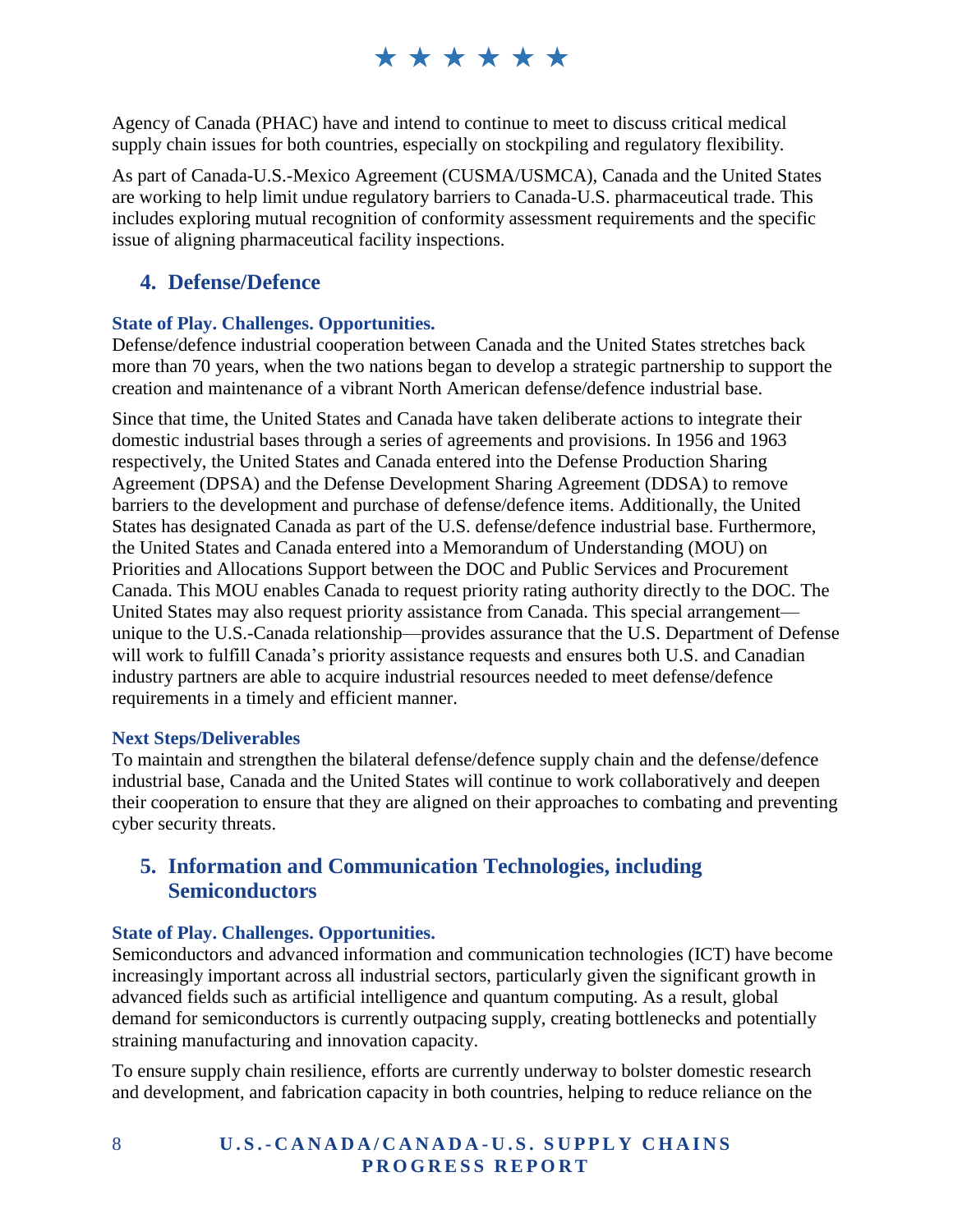Agency of Canada (PHAC) have and intend to continue to meet to discuss critical medical supply chain issues for both countries, especially on stockpiling and regulatory flexibility.

As part of Canada-U.S.-Mexico Agreement (CUSMA/USMCA), Canada and the United States are working to help limit undue regulatory barriers to Canada-U.S. pharmaceutical trade. This includes exploring mutual recognition of conformity assessment requirements and the specific issue of aligning pharmaceutical facility inspections.

## 4. Defense/Defence

### State of Play. Challenges. Opportunities.

Defense/defence industrial cooperation between Canada and the United States stretches back more than 70 years, when the two nations began to develop a strategic partnership to support the creation and maintenance of a vibrant North American defense/defence industrial base.

Since that time, the United States and Canada have taken deliberate actions to integrate their domestic industrial bases through a series of agreements and provisions. In 1956 and 1963 respectively, the United States and Canada entered into the Defense Production Sharing Agreement (DPSA) and the Defense Development Sharing Agreement (DDSA) to remove barriers to the development and purchase of defense/defence items. Additionally, the United States has designated Canada as part of the U.S. defense/defence industrial base. Furthermore, the United States and Canada entered into a Memorandum of Understanding (MOU) on Priorities and Allocations Support between the DOC and Public Services and Procurement Canada. This MOU enables Canada to request priority rating authority directly to the DOC. The United States may also request priority assistance from Canada. This special arrangement—unique to the U.S.-Canada relationship—provides assurance that the U.S. Department of Defense will work to fulfill Canada's priority assistance requests and ensures both U.S. and Canadian industry partners are able to acquire industrial resources needed to meet defense/defence requirements in a timely and efficient manner.

### Next Steps/Deliverables

To maintain and strengthen the bilateral defense/defence supply chain and the defense/defence industrial base, Canada and the United States will continue to work collaboratively and deepen their cooperation to ensure that they are aligned on their approaches to combating and preventing cyber security threats.

## 5. Information and Communication Technologies, including Semiconductors

### State of Play. Challenges. Opportunities.

Semiconductors and advanced information and communication technologies (ICT) have become increasingly important across all industrial sectors, particularly given the significant growth in advanced fields such as artificial intelligence and quantum computing. As a result, global demand for semiconductors is currently outpacing supply, creating bottlenecks and potentially straining manufacturing and innovation capacity.

To ensure supply chain resilience, efforts are currently underway to bolster domestic research and development, and fabrication capacity in both countries, helping to reduce reliance on the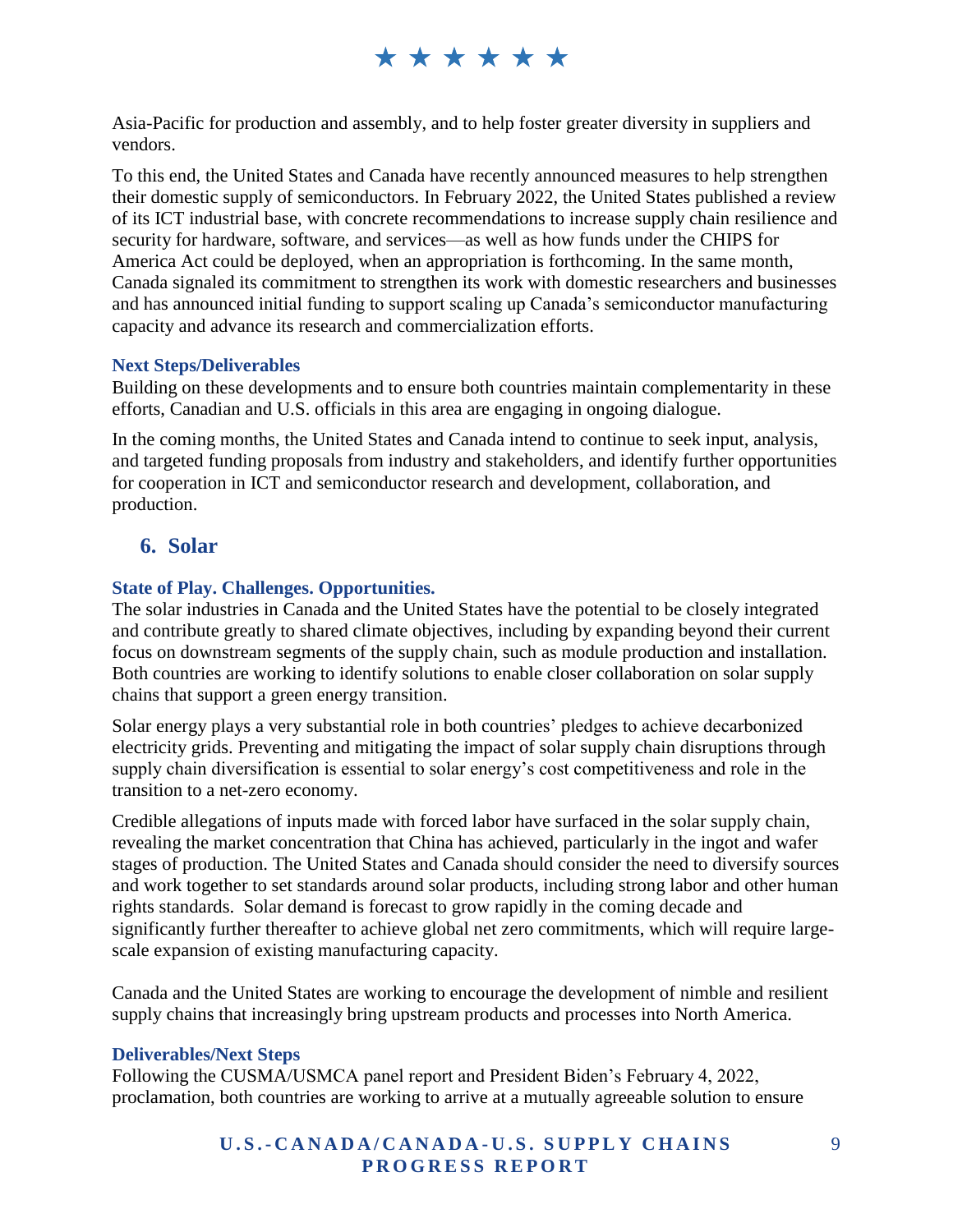Asia-Pacific for production and assembly, and to help foster greater diversity in suppliers and vendors.

To this end, the United States and Canada have recently announced measures to help strengthen their domestic supply of semiconductors. In February 2022, the United States published a review of its ICT industrial base, with concrete recommendations to increase supply chain resilience and security for hardware, software, and services—as well as how funds under the CHIPS for America Act could be deployed, when an appropriation is forthcoming. In the same month, Canada signaled its commitment to strengthen its work with domestic researchers and businesses and has announced initial funding to support scaling up Canada's semiconductor manufacturing capacity and advance its research and commercialization efforts.

### Next Steps/Deliverables

Building on these developments and to ensure both countries maintain complementarity in these efforts, Canadian and U.S. officials in this area are engaging in ongoing dialogue.

In the coming months, the United States and Canada intend to continue to seek input, analysis, and targeted funding proposals from industry and stakeholders, and identify further opportunities for cooperation in ICT and semiconductor research and development, collaboration, and production.

## 6. Solar

### State of Play. Challenges. Opportunities.

The solar industries in Canada and the United States have the potential to be closely integrated and contribute greatly to shared climate objectives, including by expanding beyond their current focus on downstream segments of the supply chain, such as module production and installation. Both countries are working to identify solutions to enable closer collaboration on solar supply chains that support a green energy transition.

Solar energy plays a very substantial role in both countries' pledges to achieve decarbonized electricity grids. Preventing and mitigating the impact of solar supply chain disruptions through supply chain diversification is essential to solar energy's cost competitiveness and role in the transition to a net-zero economy.

Credible allegations of inputs made with forced labor have surfaced in the solar supply chain, revealing the market concentration that China has achieved, particularly in the ingot and wafer stages of production. The United States and Canada should consider the need to diversify sources and work together to set standards around solar products, including strong labor and other human rights standards. Solar demand is forecast to grow rapidly in the coming decade and significantly further thereafter to achieve global net zero commitments, which will require large-scale expansion of existing manufacturing capacity.

Canada and the United States are working to encourage the development of nimble and resilient supply chains that increasingly bring upstream products and processes into North America.

### Deliverables/Next Steps

Following the CUSMA/USMCA panel report and President Biden's February 4, 2022, proclamation, both countries are working to arrive at a mutually agreeable solution to ensure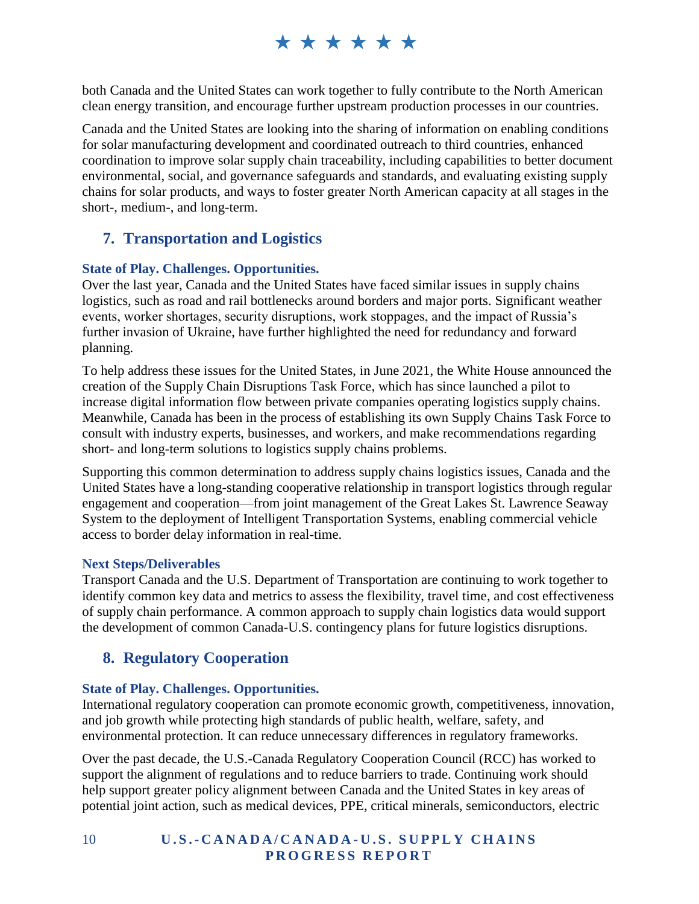both Canada and the United States can work together to fully contribute to the North American clean energy transition, and encourage further upstream production processes in our countries.

Canada and the United States are looking into the sharing of information on enabling conditions for solar manufacturing development and coordinated outreach to third countries, enhanced coordination to improve solar supply chain traceability, including capabilities to better document environmental, social, and governance safeguards and standards, and evaluating existing supply chains for solar products, and ways to foster greater North American capacity at all stages in the short-, medium-, and long-term.

## 7. Transportation and Logistics

### State of Play. Challenges. Opportunities.

Over the last year, Canada and the United States have faced similar issues in supply chains logistics, such as road and rail bottlenecks around borders and major ports. Significant weather events, worker shortages, security disruptions, work stoppages, and the impact of Russia's further invasion of Ukraine, have further highlighted the need for redundancy and forward planning.

To help address these issues for the United States, in June 2021, the White House announced the creation of the Supply Chain Disruptions Task Force, which has since launched a pilot to increase digital information flow between private companies operating logistics supply chains. Meanwhile, Canada has been in the process of establishing its own Supply Chains Task Force to consult with industry experts, businesses, and workers, and make recommendations regarding short- and long-term solutions to logistics supply chains problems.

Supporting this common determination to address supply chains logistics issues, Canada and the United States have a long-standing cooperative relationship in transport logistics through regular engagement and cooperation—from joint management of the Great Lakes St. Lawrence Seaway System to the deployment of Intelligent Transportation Systems, enabling commercial vehicle access to border delay information in real-time.

### Next Steps/Deliverables

Transport Canada and the U.S. Department of Transportation are continuing to work together to identify common key data and metrics to assess the flexibility, travel time, and cost effectiveness of supply chain performance. A common approach to supply chain logistics data would support the development of common Canada-U.S. contingency plans for future logistics disruptions.

## 8. Regulatory Cooperation

### State of Play. Challenges. Opportunities.

International regulatory cooperation can promote economic growth, competitiveness, innovation, and job growth while protecting high standards of public health, welfare, safety, and environmental protection. It can reduce unnecessary differences in regulatory frameworks.

Over the past decade, the U.S.-Canada Regulatory Cooperation Council (RCC) has worked to support the alignment of regulations and to reduce barriers to trade. Continuing work should help support greater policy alignment between Canada and the United States in key areas of potential joint action, such as medical devices, PPE, critical minerals, semiconductors, electric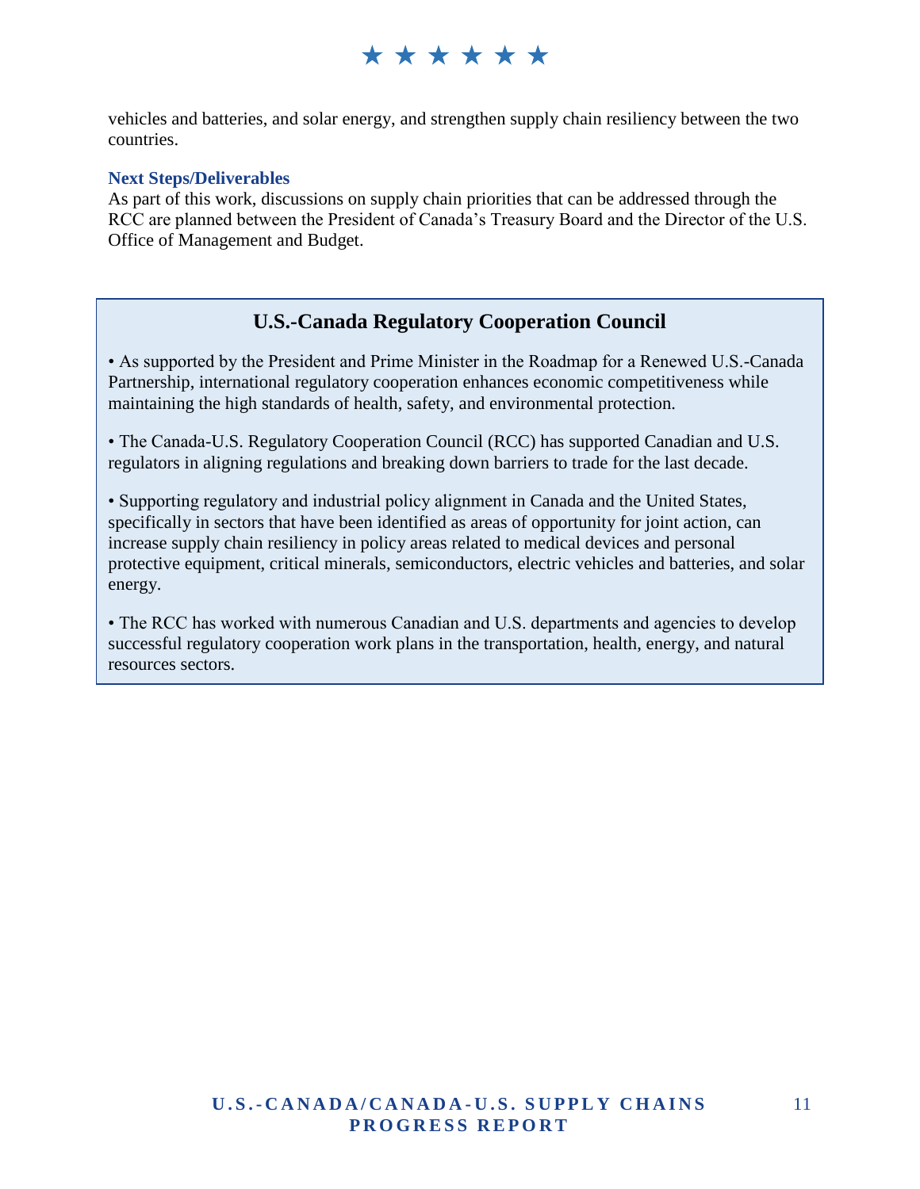vehicles and batteries, and solar energy, and strengthen supply chain resiliency between the two countries.

### Next Steps/Deliverables

As part of this work, discussions on supply chain priorities that can be addressed through the RCC are planned between the President of Canada's Treasury Board and the Director of the U.S. Office of Management and Budget.

## U.S.-Canada Regulatory Cooperation Council

- As supported by the President and Prime Minister in the Roadmap for a Renewed U.S.-Canada Partnership, international regulatory cooperation enhances economic competitiveness while maintaining the high standards of health, safety, and environmental protection.
- The Canada-U.S. Regulatory Cooperation Council (RCC) has supported Canadian and U.S. regulators in aligning regulations and breaking down barriers to trade for the last decade.
- Supporting regulatory and industrial policy alignment in Canada and the United States, specifically in sectors that have been identified as areas of opportunity for joint action, can increase supply chain resiliency in policy areas related to medical devices and personal protective equipment, critical minerals, semiconductors, electric vehicles and batteries, and solar energy.
- The RCC has worked with numerous Canadian and U.S. departments and agencies to develop successful regulatory cooperation work plans in the transportation, health, energy, and natural resources sectors.